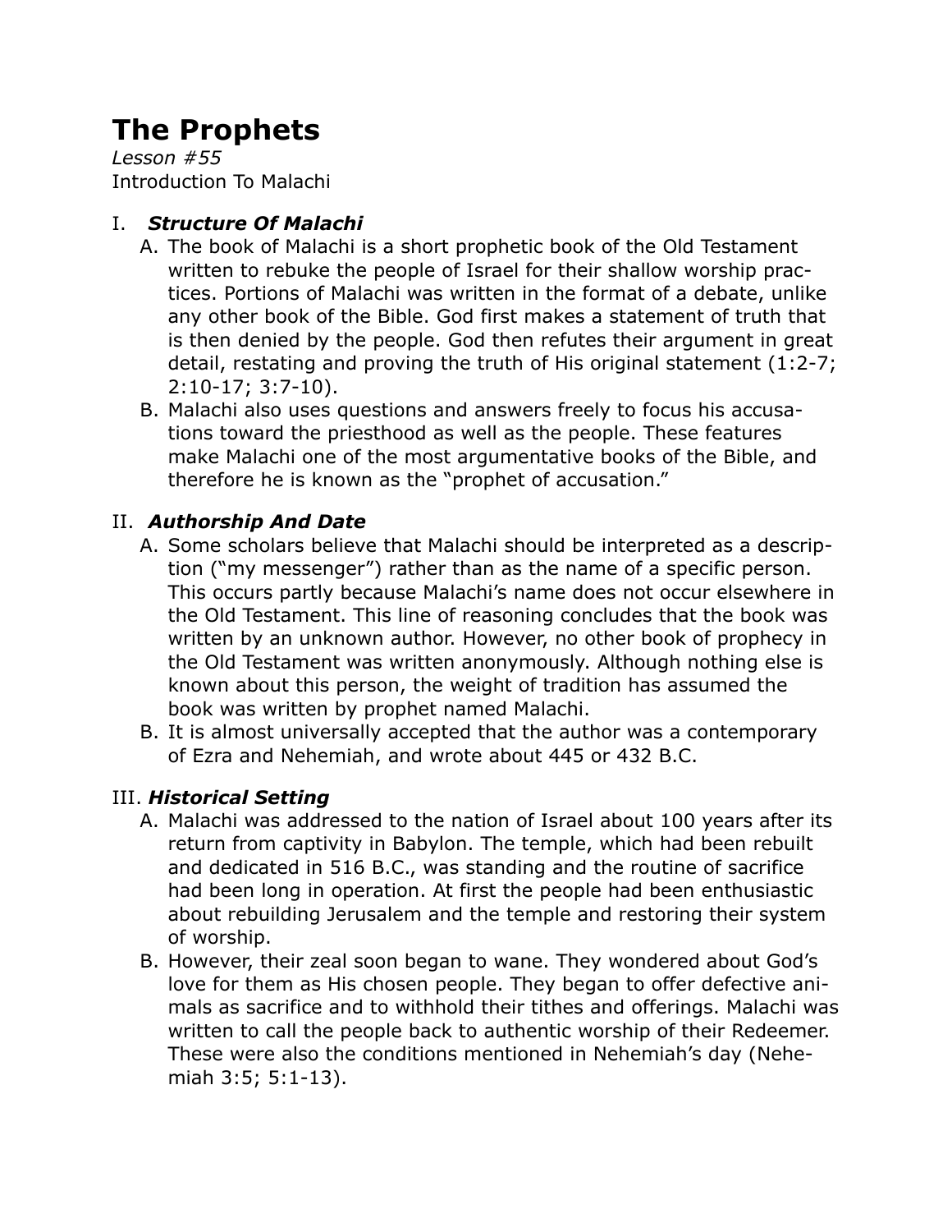# The Prophets

*Lesson #55*
Introduction To Malachi

## I. *Structure Of Malachi*

A. The book of Malachi is a short prophetic book of the Old Testament written to rebuke the people of Israel for their shallow worship practices. Portions of Malachi was written in the format of a debate, unlike any other book of the Bible. God first makes a statement of truth that is then denied by the people. God then refutes their argument in great detail, restating and proving the truth of His original statement (1:2-7; 2:10-17; 3:7-10).

B. Malachi also uses questions and answers freely to focus his accusations toward the priesthood as well as the people. These features make Malachi one of the most argumentative books of the Bible, and therefore he is known as the "prophet of accusation."

## II. *Authorship And Date*

A. Some scholars believe that Malachi should be interpreted as a description ("my messenger") rather than as the name of a specific person. This occurs partly because Malachi's name does not occur elsewhere in the Old Testament. This line of reasoning concludes that the book was written by an unknown author. However, no other book of prophecy in the Old Testament was written anonymously. Although nothing else is known about this person, the weight of tradition has assumed the book was written by prophet named Malachi.

B. It is almost universally accepted that the author was a contemporary of Ezra and Nehemiah, and wrote about 445 or 432 B.C.

## III. *Historical Setting*

A. Malachi was addressed to the nation of Israel about 100 years after its return from captivity in Babylon. The temple, which had been rebuilt and dedicated in 516 B.C., was standing and the routine of sacrifice had been long in operation. At first the people had been enthusiastic about rebuilding Jerusalem and the temple and restoring their system of worship.

B. However, their zeal soon began to wane. They wondered about God's love for them as His chosen people. They began to offer defective animals as sacrifice and to withhold their tithes and offerings. Malachi was written to call the people back to authentic worship of their Redeemer. These were also the conditions mentioned in Nehemiah's day (Nehemiah 3:5; 5:1-13).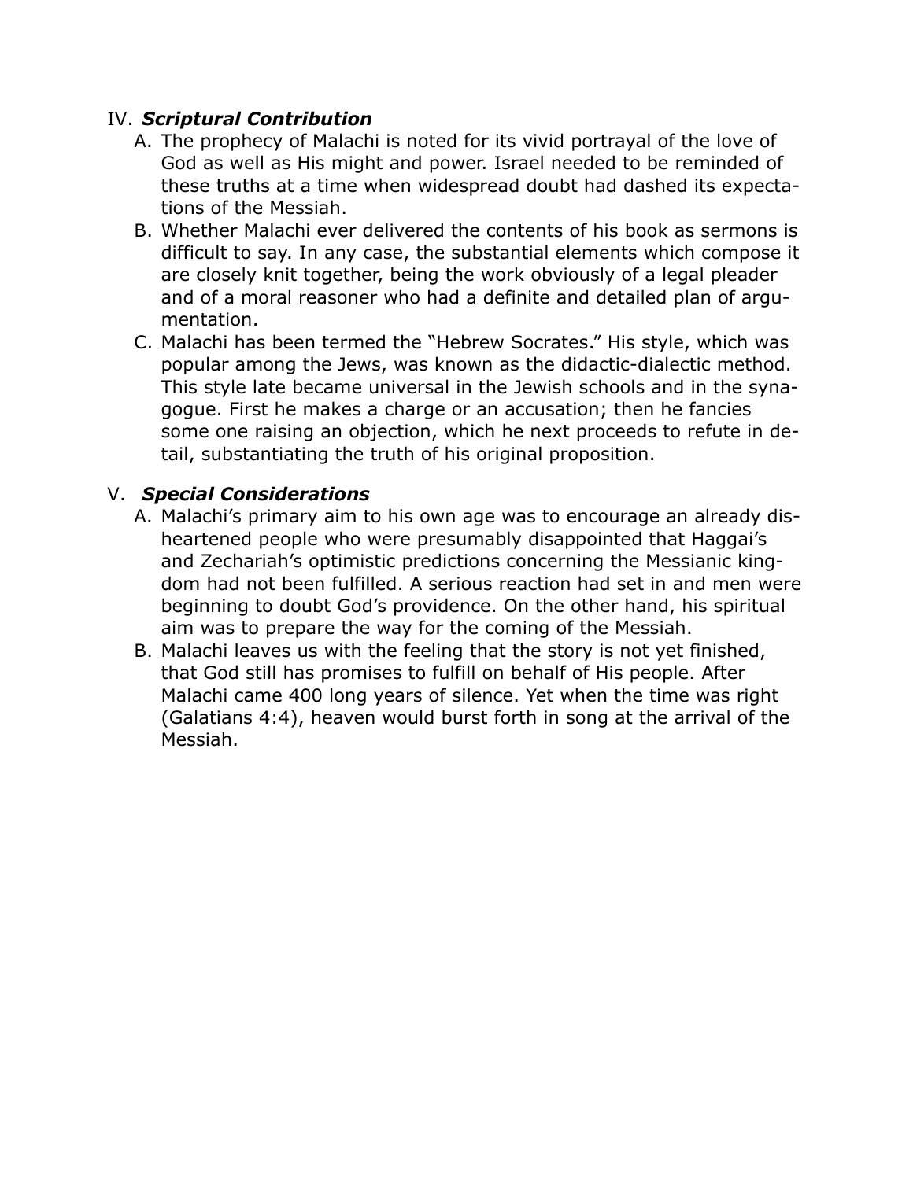## IV. ***Scriptural Contribution***

A. The prophecy of Malachi is noted for its vivid portrayal of the love of God as well as His might and power. Israel needed to be reminded of these truths at a time when widespread doubt had dashed its expectations of the Messiah.

B. Whether Malachi ever delivered the contents of his book as sermons is difficult to say. In any case, the substantial elements which compose it are closely knit together, being the work obviously of a legal pleader and of a moral reasoner who had a definite and detailed plan of argumentation.

C. Malachi has been termed the "Hebrew Socrates." His style, which was popular among the Jews, was known as the didactic-dialectic method. This style late became universal in the Jewish schools and in the synagogue. First he makes a charge or an accusation; then he fancies some one raising an objection, which he next proceeds to refute in detail, substantiating the truth of his original proposition.

## V. ***Special Considerations***

A. Malachi's primary aim to his own age was to encourage an already disheartened people who were presumably disappointed that Haggai's and Zechariah's optimistic predictions concerning the Messianic kingdom had not been fulfilled. A serious reaction had set in and men were beginning to doubt God's providence. On the other hand, his spiritual aim was to prepare the way for the coming of the Messiah.

B. Malachi leaves us with the feeling that the story is not yet finished, that God still has promises to fulfill on behalf of His people. After Malachi came 400 long years of silence. Yet when the time was right (Galatians 4:4), heaven would burst forth in song at the arrival of the Messiah.